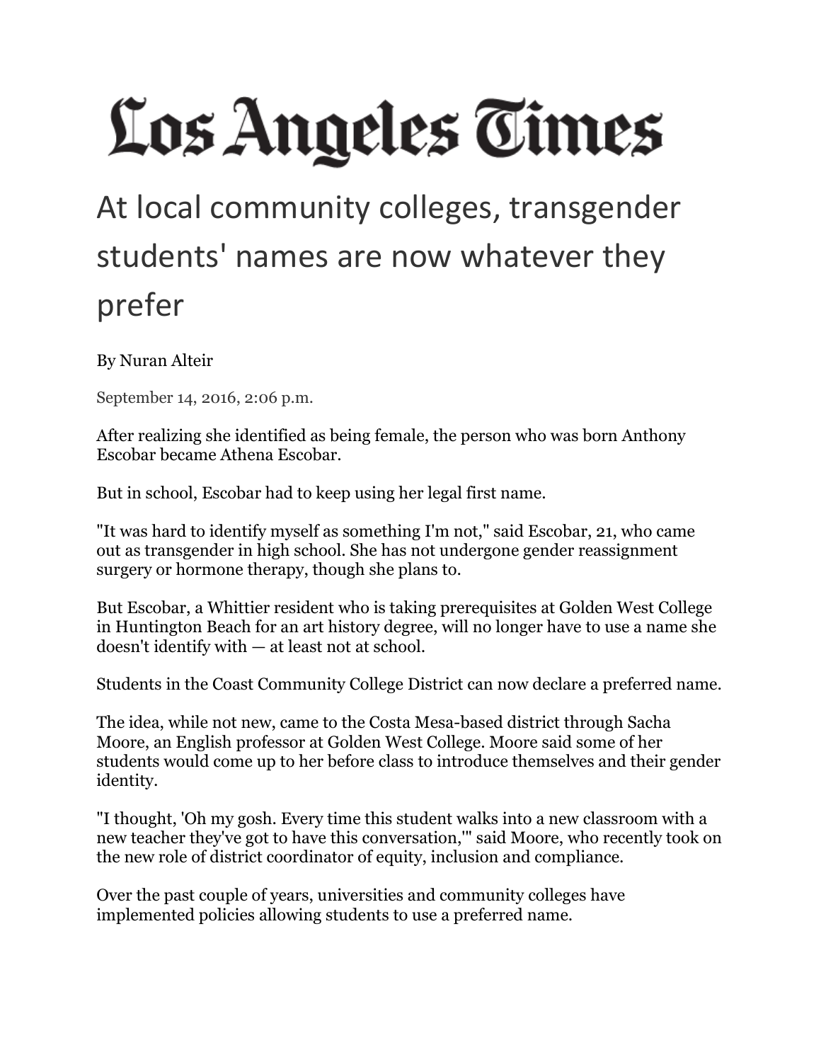# Los Angeles Times

## At local community colleges, transgender students' names are now whatever they prefer

By Nuran Alteir

September 14, 2016, 2:06 p.m.

After realizing she identified as being female, the person who was born Anthony Escobar became Athena Escobar.

But in school, Escobar had to keep using her legal first name.

"It was hard to identify myself as something I'm not," said Escobar, 21, who came out as transgender in high school. She has not undergone gender reassignment surgery or hormone therapy, though she plans to.

But Escobar, a Whittier resident who is taking prerequisites at Golden West College in Huntington Beach for an art history degree, will no longer have to use a name she doesn't identify with — at least not at school.

Students in the Coast Community College District can now declare a preferred name.

The idea, while not new, came to the Costa Mesa-based district through Sacha Moore, an English professor at Golden West College. Moore said some of her students would come up to her before class to introduce themselves and their gender identity.

"I thought, 'Oh my gosh. Every time this student walks into a new classroom with a new teacher they've got to have this conversation,'" said Moore, who recently took on the new role of district coordinator of equity, inclusion and compliance.

Over the past couple of years, universities and community colleges have implemented policies allowing students to use a preferred name.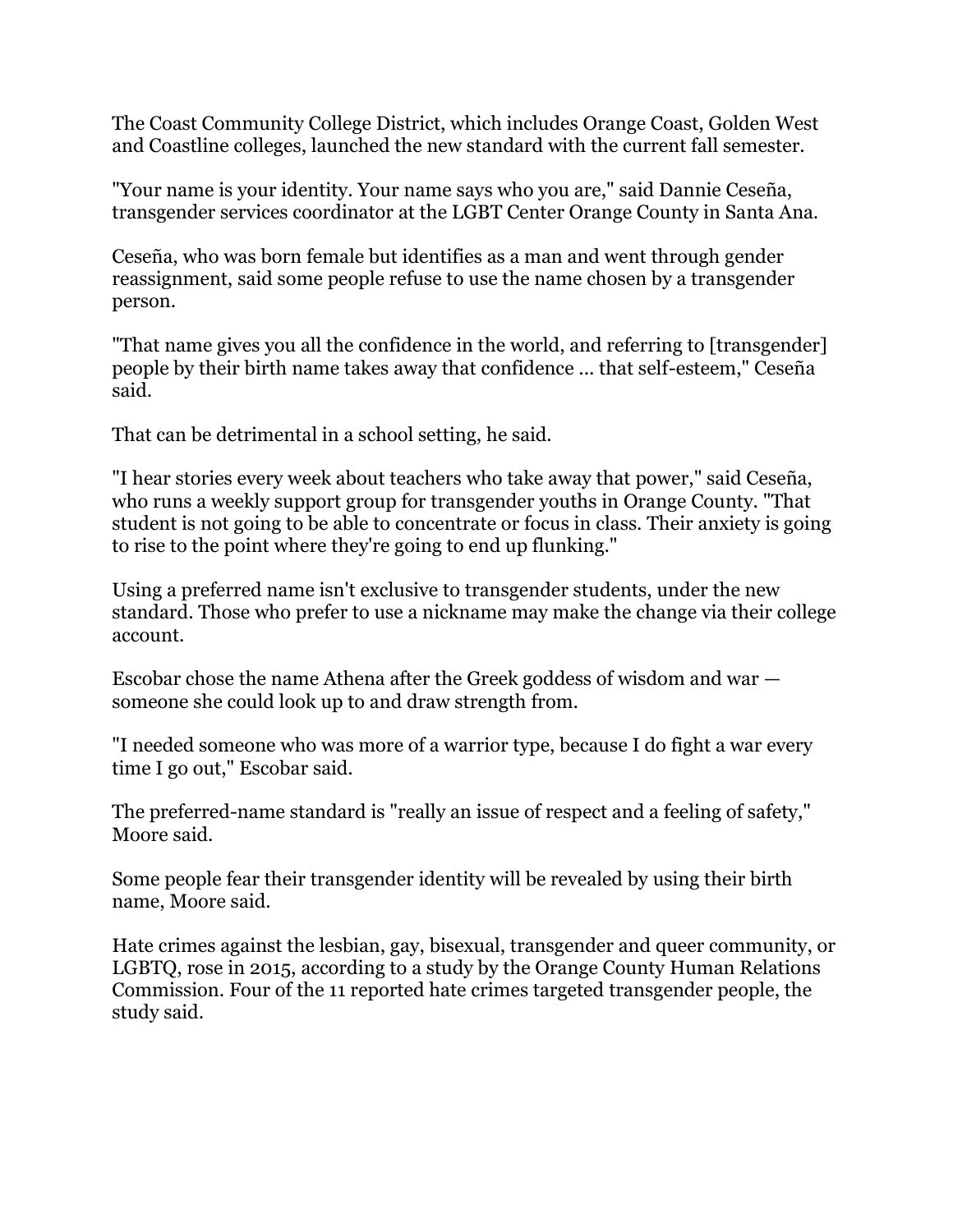The Coast Community College District, which includes Orange Coast, Golden West and Coastline colleges, launched the new standard with the current fall semester.

"Your name is your identity. Your name says who you are," said Dannie Ceseña, transgender services coordinator at the LGBT Center Orange County in Santa Ana.

Ceseña, who was born female but identifies as a man and went through gender reassignment, said some people refuse to use the name chosen by a transgender person.

"That name gives you all the confidence in the world, and referring to [transgender] people by their birth name takes away that confidence ... that self-esteem," Ceseña said.

That can be detrimental in a school setting, he said.

"I hear stories every week about teachers who take away that power," said Ceseña, who runs a weekly support group for transgender youths in Orange County. "That student is not going to be able to concentrate or focus in class. Their anxiety is going to rise to the point where they're going to end up flunking."

Using a preferred name isn't exclusive to transgender students, under the new standard. Those who prefer to use a nickname may make the change via their college account.

Escobar chose the name Athena after the Greek goddess of wisdom and war — someone she could look up to and draw strength from.

"I needed someone who was more of a warrior type, because I do fight a war every time I go out," Escobar said.

The preferred-name standard is "really an issue of respect and a feeling of safety," Moore said.

Some people fear their transgender identity will be revealed by using their birth name, Moore said.

Hate crimes against the lesbian, gay, bisexual, transgender and queer community, or LGBTQ, rose in 2015, according to a study by the Orange County Human Relations Commission. Four of the 11 reported hate crimes targeted transgender people, the study said.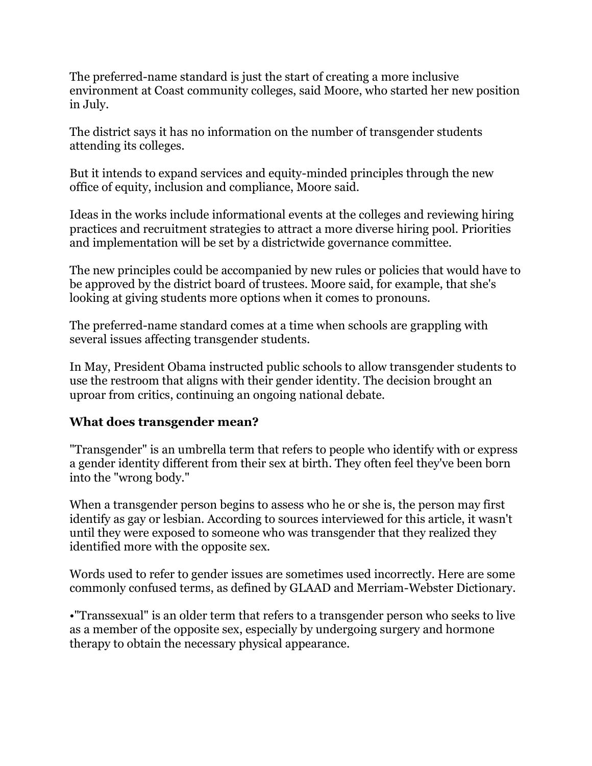The preferred-name standard is just the start of creating a more inclusive environment at Coast community colleges, said Moore, who started her new position in July.

The district says it has no information on the number of transgender students attending its colleges.

But it intends to expand services and equity-minded principles through the new office of equity, inclusion and compliance, Moore said.

Ideas in the works include informational events at the colleges and reviewing hiring practices and recruitment strategies to attract a more diverse hiring pool. Priorities and implementation will be set by a districtwide governance committee.

The new principles could be accompanied by new rules or policies that would have to be approved by the district board of trustees. Moore said, for example, that she's looking at giving students more options when it comes to pronouns.

The preferred-name standard comes at a time when schools are grappling with several issues affecting transgender students.

In May, President Obama instructed public schools to allow transgender students to use the restroom that aligns with their gender identity. The decision brought an uproar from critics, continuing an ongoing national debate.

### What does transgender mean?

"Transgender" is an umbrella term that refers to people who identify with or express a gender identity different from their sex at birth. They often feel they've been born into the "wrong body."

When a transgender person begins to assess who he or she is, the person may first identify as gay or lesbian. According to sources interviewed for this article, it wasn't until they were exposed to someone who was transgender that they realized they identified more with the opposite sex.

Words used to refer to gender issues are sometimes used incorrectly. Here are some commonly confused terms, as defined by GLAAD and Merriam-Webster Dictionary.

•"Transsexual" is an older term that refers to a transgender person who seeks to live as a member of the opposite sex, especially by undergoing surgery and hormone therapy to obtain the necessary physical appearance.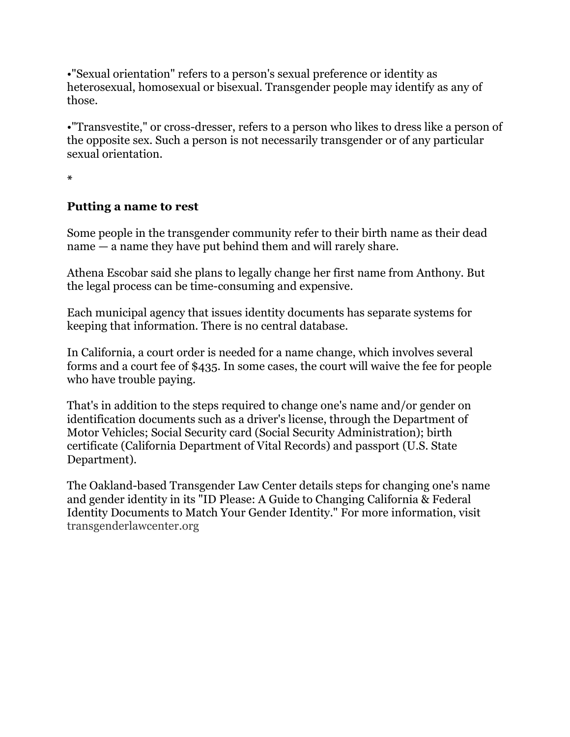•"Sexual orientation" refers to a person's sexual preference or identity as heterosexual, homosexual or bisexual. Transgender people may identify as any of those.

•"Transvestite," or cross-dresser, refers to a person who likes to dress like a person of the opposite sex. Such a person is not necessarily transgender or of any particular sexual orientation.

*

**Putting a name to rest**

Some people in the transgender community refer to their birth name as their dead name — a name they have put behind them and will rarely share.

Athena Escobar said she plans to legally change her first name from Anthony. But the legal process can be time-consuming and expensive.

Each municipal agency that issues identity documents has separate systems for keeping that information. There is no central database.

In California, a court order is needed for a name change, which involves several forms and a court fee of $435. In some cases, the court will waive the fee for people who have trouble paying.

That's in addition to the steps required to change one's name and/or gender on identification documents such as a driver's license, through the Department of Motor Vehicles; Social Security card (Social Security Administration); birth certificate (California Department of Vital Records) and passport (U.S. State Department).

The Oakland-based Transgender Law Center details steps for changing one's name and gender identity in its "ID Please: A Guide to Changing California & Federal Identity Documents to Match Your Gender Identity." For more information, visit transgenderlawcenter.org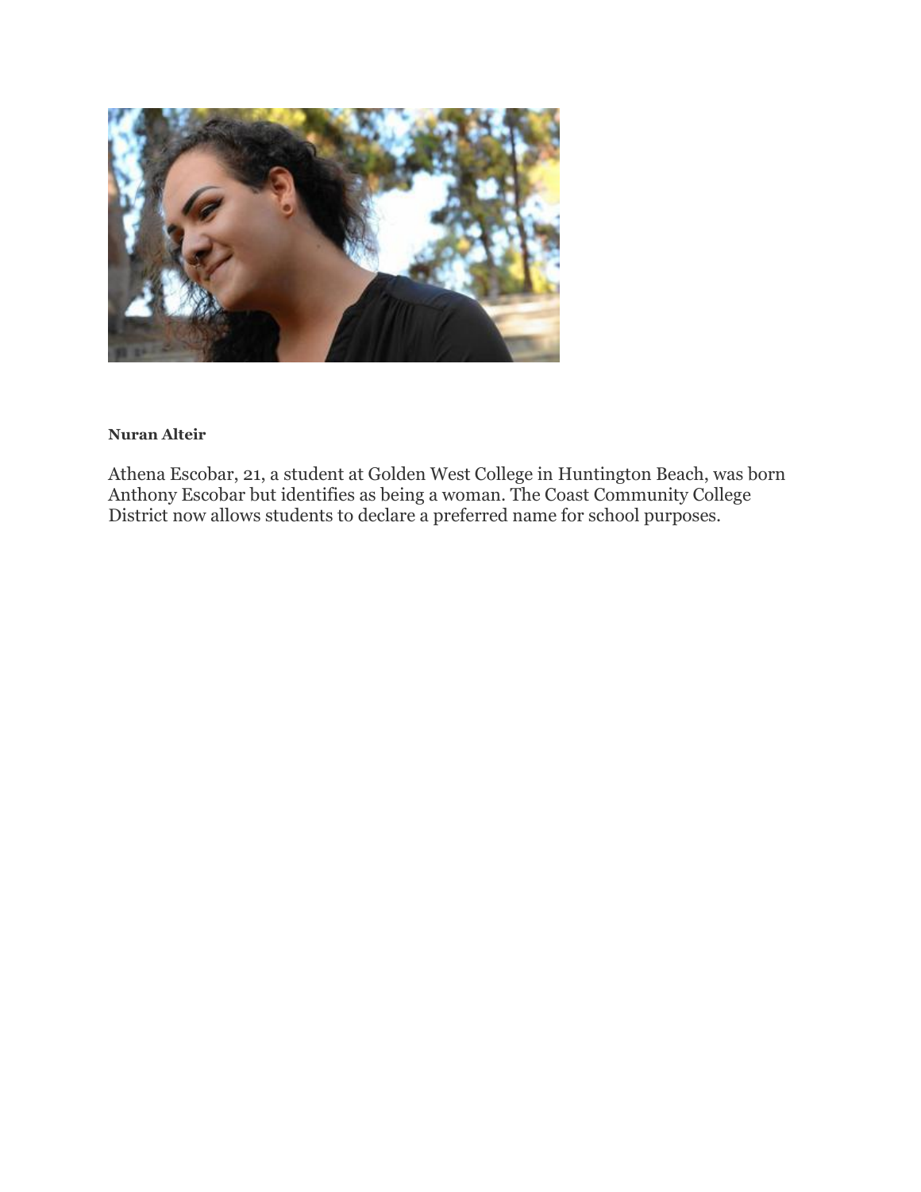**Nuran Alteir**

Athena Escobar, 21, a student at Golden West College in Huntington Beach, was born Anthony Escobar but identifies as being a woman. The Coast Community College District now allows students to declare a preferred name for school purposes.